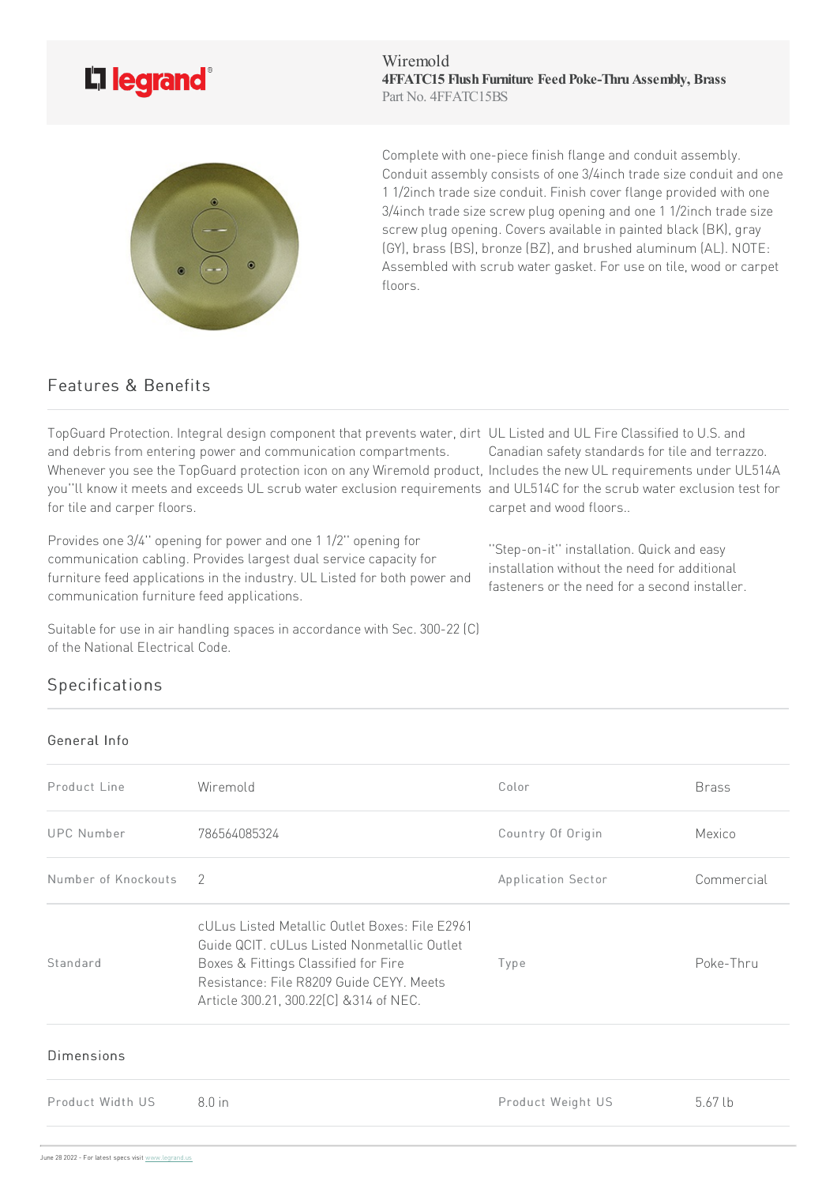legrand

Wiremold
**4FFATC15 Flush Furniture Feed Poke-Thru Assembly, Brass**
Part No. 4FFATC15BS

Complete with one-piece finish flange and conduit assembly. Conduit assembly consists of one 3/4inch trade size conduit and one 1 1/2inch trade size conduit. Finish cover flange provided with one 3/4inch trade size screw plug opening and one 1 1/2inch trade size screw plug opening. Covers available in painted black (BK), gray (GY), brass (BS), bronze (BZ), and brushed aluminum (AL). NOTE: Assembled with scrub water gasket. For use on tile, wood or carpet floors.

## Features & Benefits

TopGuard Protection. Integral design component that prevents water, dirt and debris from entering power and communication compartments. Whenever you see the TopGuard protection icon on any Wiremold product, you''ll know it meets and exceeds UL scrub water exclusion requirements for tile and carper floors.

Provides one 3/4'' opening for power and one 1 1/2'' opening for communication cabling. Provides largest dual service capacity for furniture feed applications in the industry. UL Listed for both power and communication furniture feed applications.

Suitable for use in air handling spaces in accordance with Sec. 300-22 (C) of the National Electrical Code.

UL Listed and UL Fire Classified to U.S. and Canadian safety standards for tile and terrazzo. Includes the new UL requirements under UL514A and UL514C for the scrub water exclusion test for carpet and wood floors..

''Step-on-it'' installation. Quick and easy installation without the need for additional fasteners or the need for a second installer.

## Specifications

### General Info

| Product Line | Wiremold | Color | Brass |
|---|---|---|---|
| UPC Number | 786564085324 | Country Of Origin | Mexico |
| Number of Knockouts | 2 | Application Sector | Commercial |
| Standard | cULus Listed Metallic Outlet Boxes: File E2961 Guide QCIT. cULus Listed Nonmetallic Outlet Boxes & Fittings Classified for Fire Resistance: File R8209 Guide CEYY. Meets Article 300.21, 300.22(C) &314 of NEC. | Type | Poke-Thru |

### Dimensions

| Product Width US | 8.0 in | Product Weight US | 5.67 lb |
|---|---|---|---|

June 28 2022 - For latest specs visit www.legrand.us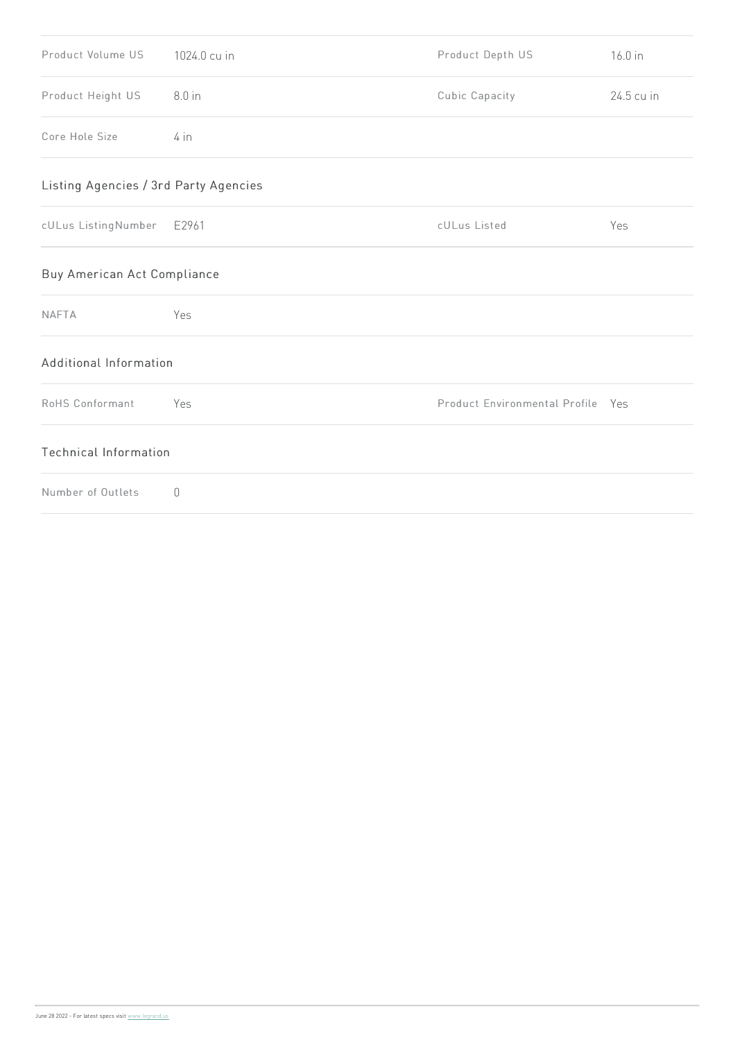| | | | |
|---|---|---|---|
| Product Volume US | 1024.0 cu in | Product Depth US | 16.0 in |
| Product Height US | 8.0 in | Cubic Capacity | 24.5 cu in |
| Core Hole Size | 4 in | | |

## Listing Agencies / 3rd Party Agencies

| | | | |
|---|---|---|---|
| cULus ListingNumber | E2961 | cULus Listed | Yes |

## Buy American Act Compliance

| | |
|---|---|
| NAFTA | Yes |

## Additional Information

| | | | |
|---|---|---|---|
| RoHS Conformant | Yes | Product Environmental Profile | Yes |

## Technical Information

| | |
|---|---|
| Number of Outlets | 0 |

June 28 2022 - For latest specs visit www.legrand.us